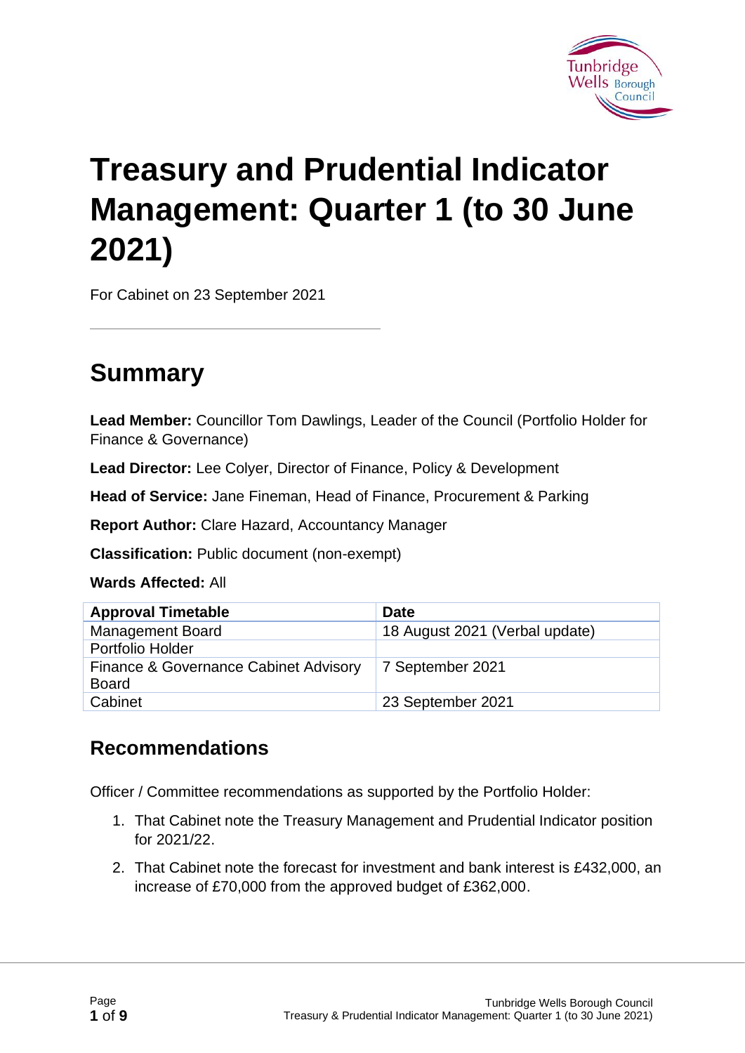# Treasury and Prudential Indicator Management: Quarter 1 (to 30 June 2021)

For Cabinet on 23 September 2021

## Summary

**Lead Member:** Councillor Tom Dawlings, Leader of the Council (Portfolio Holder for Finance & Governance)

**Lead Director:** Lee Colyer, Director of Finance, Policy & Development

**Head of Service:** Jane Fineman, Head of Finance, Procurement & Parking

**Report Author:** Clare Hazard, Accountancy Manager

**Classification:** Public document (non-exempt)

**Wards Affected:** All

| Approval Timetable | Date |
|---|---|
| Management Board | 18 August 2021 (Verbal update) |
| Portfolio Holder | |
| Finance & Governance Cabinet Advisory Board | 7 September 2021 |
| Cabinet | 23 September 2021 |

## Recommendations

Officer / Committee recommendations as supported by the Portfolio Holder:

1. That Cabinet note the Treasury Management and Prudential Indicator position for 2021/22.
2. That Cabinet note the forecast for investment and bank interest is £432,000, an increase of £70,000 from the approved budget of £362,000.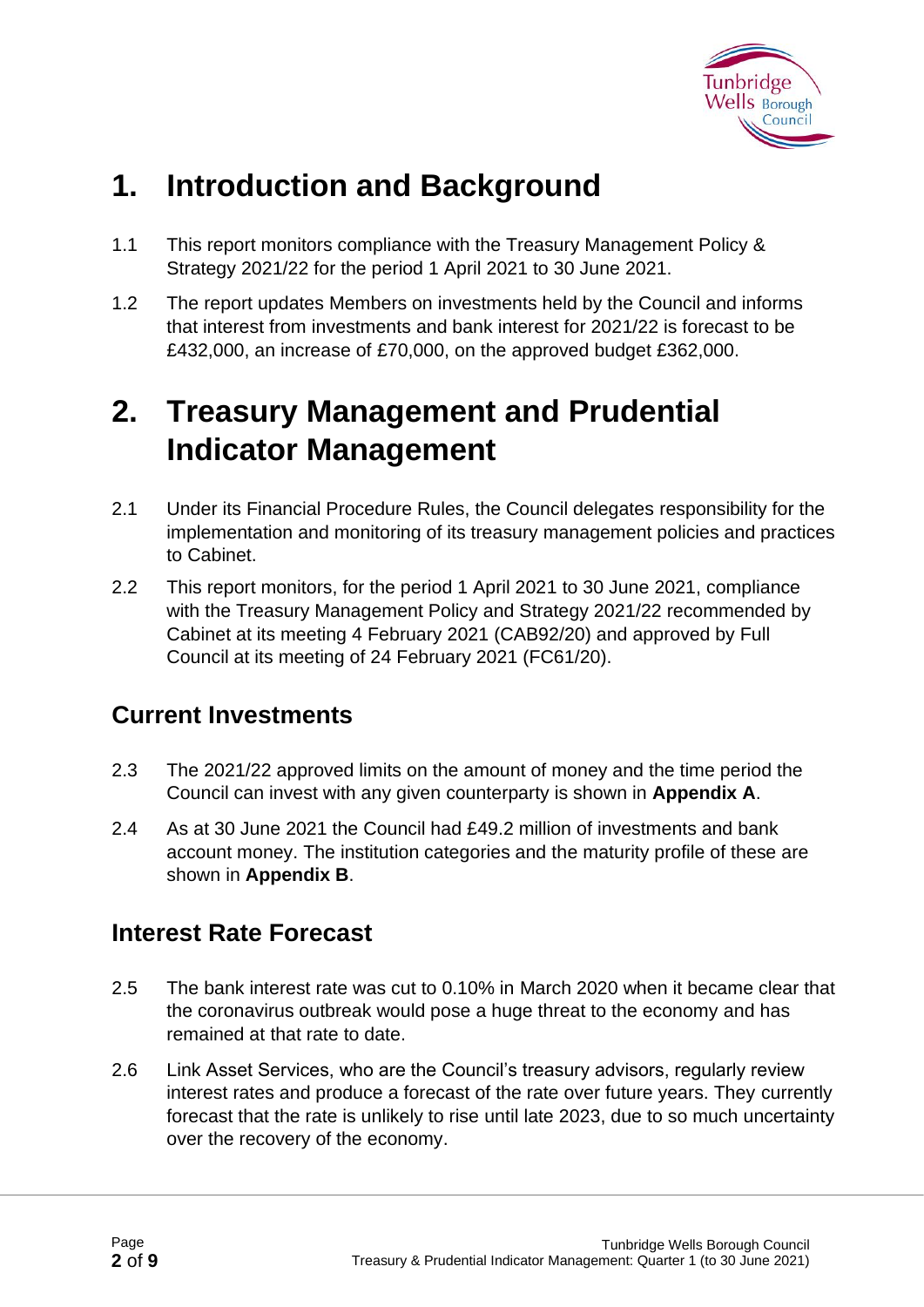# 1. Introduction and Background

1.1 This report monitors compliance with the Treasury Management Policy & Strategy 2021/22 for the period 1 April 2021 to 30 June 2021.

1.2 The report updates Members on investments held by the Council and informs that interest from investments and bank interest for 2021/22 is forecast to be £432,000, an increase of £70,000, on the approved budget £362,000.

# 2. Treasury Management and Prudential Indicator Management

2.1 Under its Financial Procedure Rules, the Council delegates responsibility for the implementation and monitoring of its treasury management policies and practices to Cabinet.

2.2 This report monitors, for the period 1 April 2021 to 30 June 2021, compliance with the Treasury Management Policy and Strategy 2021/22 recommended by Cabinet at its meeting 4 February 2021 (CAB92/20) and approved by Full Council at its meeting of 24 February 2021 (FC61/20).

## Current Investments

2.3 The 2021/22 approved limits on the amount of money and the time period the Council can invest with any given counterparty is shown in **Appendix A**.

2.4 As at 30 June 2021 the Council had £49.2 million of investments and bank account money. The institution categories and the maturity profile of these are shown in **Appendix B**.

## Interest Rate Forecast

2.5 The bank interest rate was cut to 0.10% in March 2020 when it became clear that the coronavirus outbreak would pose a huge threat to the economy and has remained at that rate to date.

2.6 Link Asset Services, who are the Council's treasury advisors, regularly review interest rates and produce a forecast of the rate over future years. They currently forecast that the rate is unlikely to rise until late 2023, due to so much uncertainty over the recovery of the economy.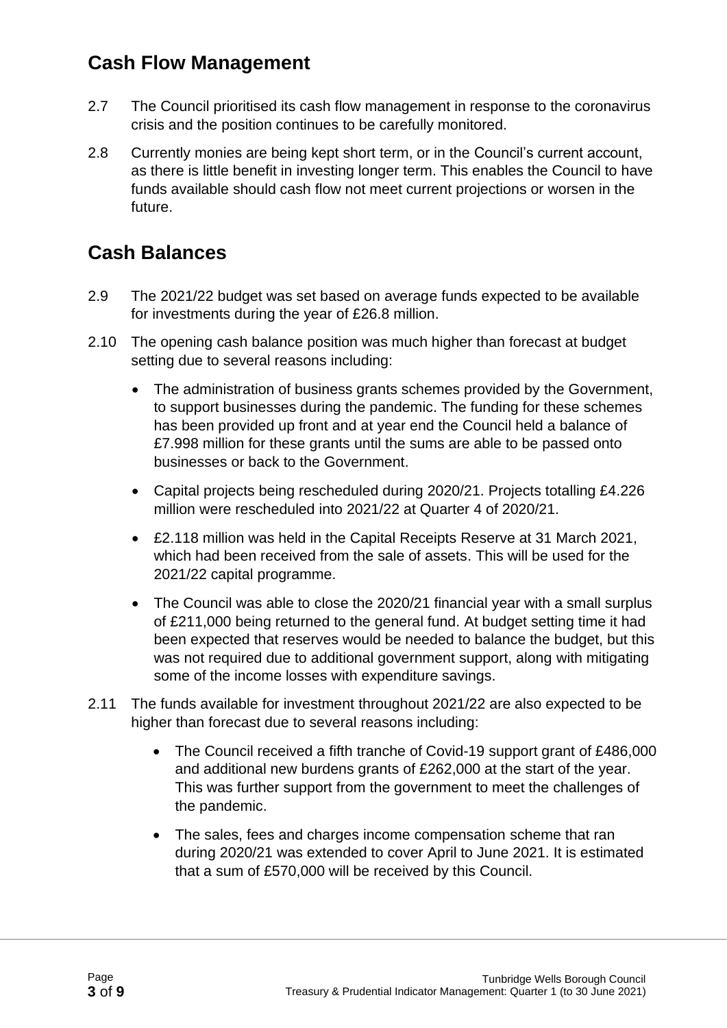## Cash Flow Management

2.7 The Council prioritised its cash flow management in response to the coronavirus crisis and the position continues to be carefully monitored.

2.8 Currently monies are being kept short term, or in the Council's current account, as there is little benefit in investing longer term. This enables the Council to have funds available should cash flow not meet current projections or worsen in the future.

## Cash Balances

2.9 The 2021/22 budget was set based on average funds expected to be available for investments during the year of £26.8 million.

2.10 The opening cash balance position was much higher than forecast at budget setting due to several reasons including:

- The administration of business grants schemes provided by the Government, to support businesses during the pandemic. The funding for these schemes has been provided up front and at year end the Council held a balance of £7.998 million for these grants until the sums are able to be passed onto businesses or back to the Government.
- Capital projects being rescheduled during 2020/21. Projects totalling £4.226 million were rescheduled into 2021/22 at Quarter 4 of 2020/21.
- £2.118 million was held in the Capital Receipts Reserve at 31 March 2021, which had been received from the sale of assets. This will be used for the 2021/22 capital programme.
- The Council was able to close the 2020/21 financial year with a small surplus of £211,000 being returned to the general fund. At budget setting time it had been expected that reserves would be needed to balance the budget, but this was not required due to additional government support, along with mitigating some of the income losses with expenditure savings.

2.11 The funds available for investment throughout 2021/22 are also expected to be higher than forecast due to several reasons including:

- The Council received a fifth tranche of Covid-19 support grant of £486,000 and additional new burdens grants of £262,000 at the start of the year. This was further support from the government to meet the challenges of the pandemic.
- The sales, fees and charges income compensation scheme that ran during 2020/21 was extended to cover April to June 2021. It is estimated that a sum of £570,000 will be received by this Council.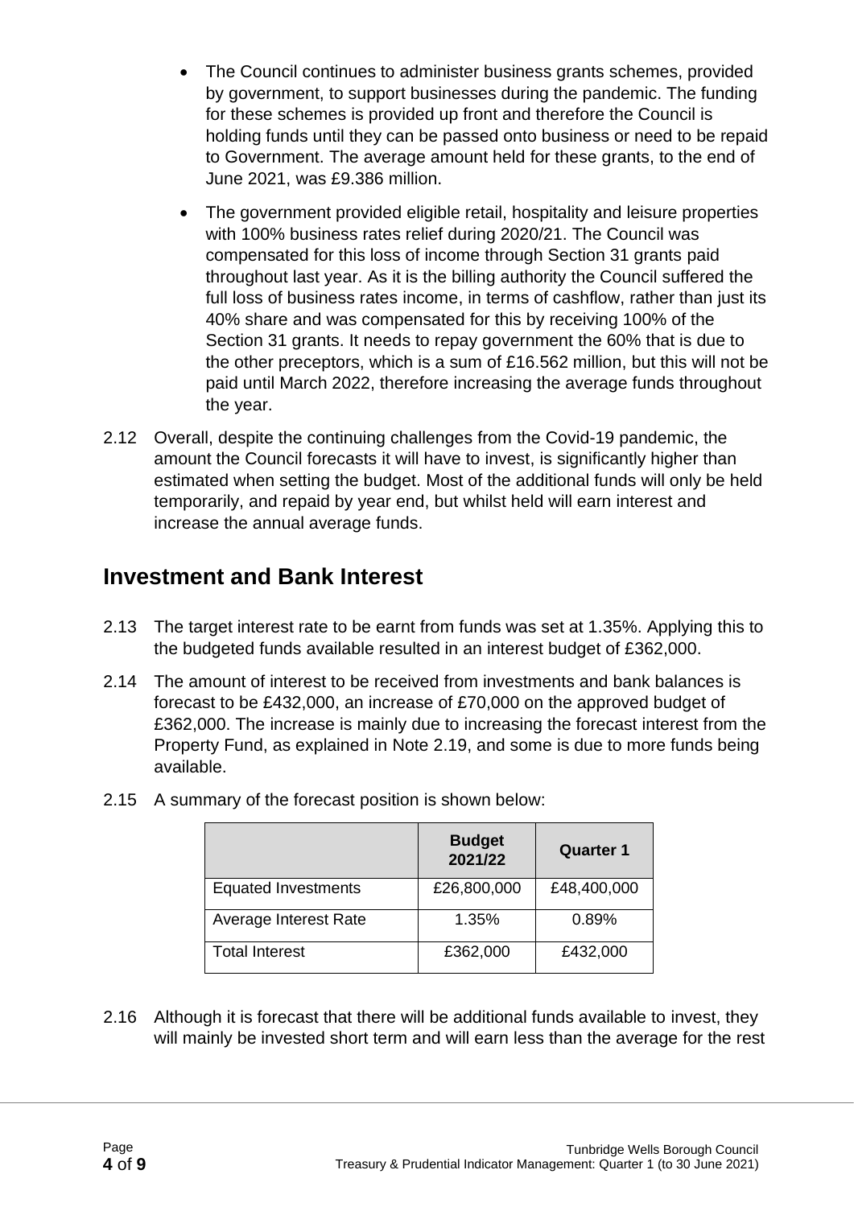- The Council continues to administer business grants schemes, provided by government, to support businesses during the pandemic. The funding for these schemes is provided up front and therefore the Council is holding funds until they can be passed onto business or need to be repaid to Government. The average amount held for these grants, to the end of June 2021, was £9.386 million.
- The government provided eligible retail, hospitality and leisure properties with 100% business rates relief during 2020/21. The Council was compensated for this loss of income through Section 31 grants paid throughout last year. As it is the billing authority the Council suffered the full loss of business rates income, in terms of cashflow, rather than just its 40% share and was compensated for this by receiving 100% of the Section 31 grants. It needs to repay government the 60% that is due to the other preceptors, which is a sum of £16.562 million, but this will not be paid until March 2022, therefore increasing the average funds throughout the year.

2.12 Overall, despite the continuing challenges from the Covid-19 pandemic, the amount the Council forecasts it will have to invest, is significantly higher than estimated when setting the budget. Most of the additional funds will only be held temporarily, and repaid by year end, but whilst held will earn interest and increase the annual average funds.

## Investment and Bank Interest

2.13 The target interest rate to be earnt from funds was set at 1.35%. Applying this to the budgeted funds available resulted in an interest budget of £362,000.

2.14 The amount of interest to be received from investments and bank balances is forecast to be £432,000, an increase of £70,000 on the approved budget of £362,000. The increase is mainly due to increasing the forecast interest from the Property Fund, as explained in Note 2.19, and some is due to more funds being available.

2.15 A summary of the forecast position is shown below:

| | Budget 2021/22 | Quarter 1 |
|---|---|---|
| Equated Investments | £26,800,000 | £48,400,000 |
| Average Interest Rate | 1.35% | 0.89% |
| Total Interest | £362,000 | £432,000 |

2.16 Although it is forecast that there will be additional funds available to invest, they will mainly be invested short term and will earn less than the average for the rest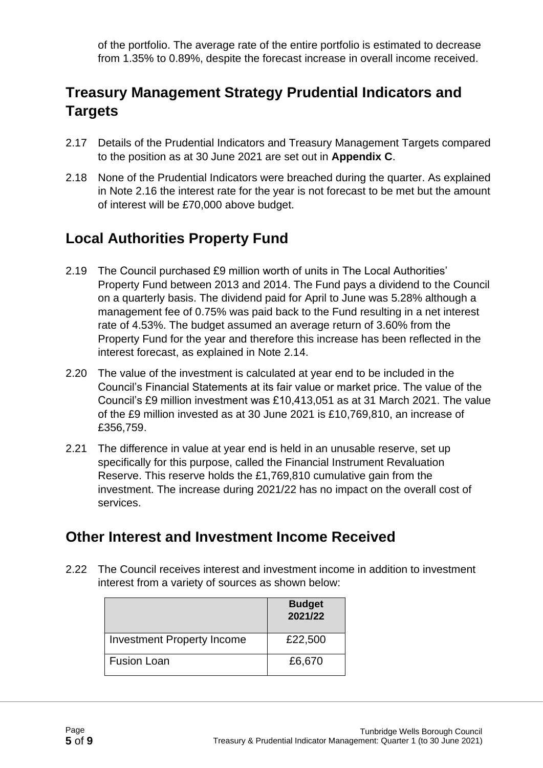of the portfolio. The average rate of the entire portfolio is estimated to decrease from 1.35% to 0.89%, despite the forecast increase in overall income received.

## Treasury Management Strategy Prudential Indicators and Targets

2.17 Details of the Prudential Indicators and Treasury Management Targets compared to the position as at 30 June 2021 are set out in **Appendix C**.

2.18 None of the Prudential Indicators were breached during the quarter. As explained in Note 2.16 the interest rate for the year is not forecast to be met but the amount of interest will be £70,000 above budget.

## Local Authorities Property Fund

2.19 The Council purchased £9 million worth of units in The Local Authorities' Property Fund between 2013 and 2014. The Fund pays a dividend to the Council on a quarterly basis. The dividend paid for April to June was 5.28% although a management fee of 0.75% was paid back to the Fund resulting in a net interest rate of 4.53%. The budget assumed an average return of 3.60% from the Property Fund for the year and therefore this increase has been reflected in the interest forecast, as explained in Note 2.14.

2.20 The value of the investment is calculated at year end to be included in the Council's Financial Statements at its fair value or market price. The value of the Council's £9 million investment was £10,413,051 as at 31 March 2021. The value of the £9 million invested as at 30 June 2021 is £10,769,810, an increase of £356,759.

2.21 The difference in value at year end is held in an unusable reserve, set up specifically for this purpose, called the Financial Instrument Revaluation Reserve. This reserve holds the £1,769,810 cumulative gain from the investment. The increase during 2021/22 has no impact on the overall cost of services.

## Other Interest and Investment Income Received

2.22 The Council receives interest and investment income in addition to investment interest from a variety of sources as shown below:

| | **Budget 2021/22** |
|---|---|
| Investment Property Income | £22,500 |
| Fusion Loan | £6,670 |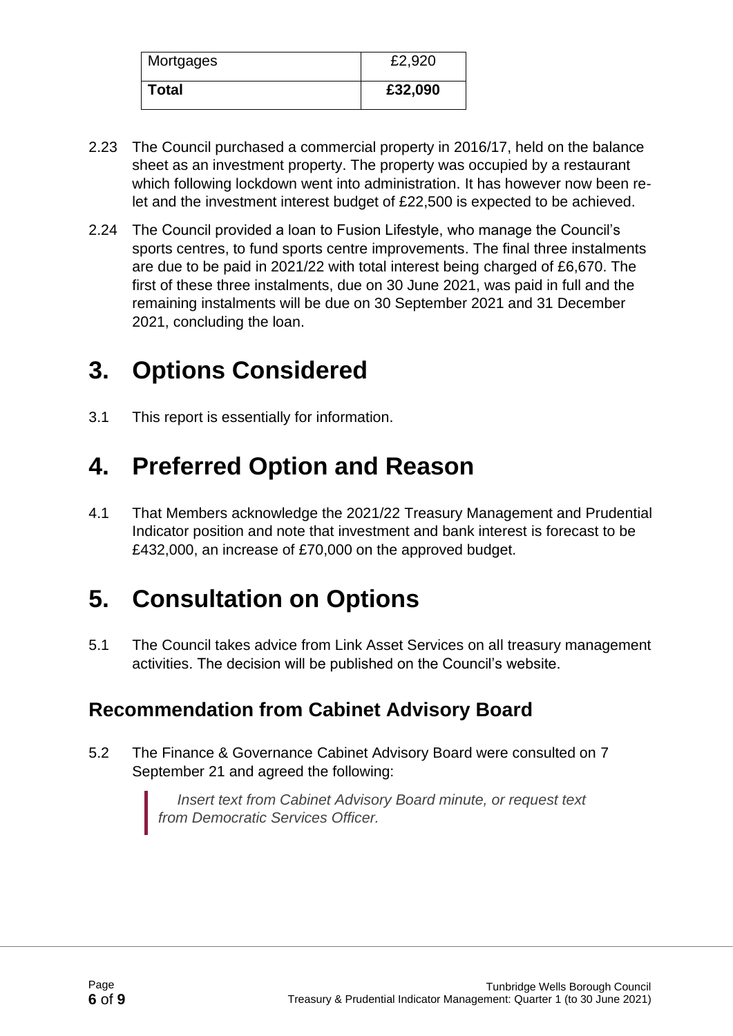| Mortgages | £2,920 |
|---|---|
| **Total** | **£32,090** |

2.23 The Council purchased a commercial property in 2016/17, held on the balance sheet as an investment property. The property was occupied by a restaurant which following lockdown went into administration. It has however now been re-let and the investment interest budget of £22,500 is expected to be achieved.

2.24 The Council provided a loan to Fusion Lifestyle, who manage the Council's sports centres, to fund sports centre improvements. The final three instalments are due to be paid in 2021/22 with total interest being charged of £6,670. The first of these three instalments, due on 30 June 2021, was paid in full and the remaining instalments will be due on 30 September 2021 and 31 December 2021, concluding the loan.

# 3. Options Considered

3.1 This report is essentially for information.

# 4. Preferred Option and Reason

4.1 That Members acknowledge the 2021/22 Treasury Management and Prudential Indicator position and note that investment and bank interest is forecast to be £432,000, an increase of £70,000 on the approved budget.

# 5. Consultation on Options

5.1 The Council takes advice from Link Asset Services on all treasury management activities. The decision will be published on the Council's website.

## Recommendation from Cabinet Advisory Board

5.2 The Finance & Governance Cabinet Advisory Board were consulted on 7 September 21 and agreed the following:

> *Insert text from Cabinet Advisory Board minute, or request text from Democratic Services Officer.*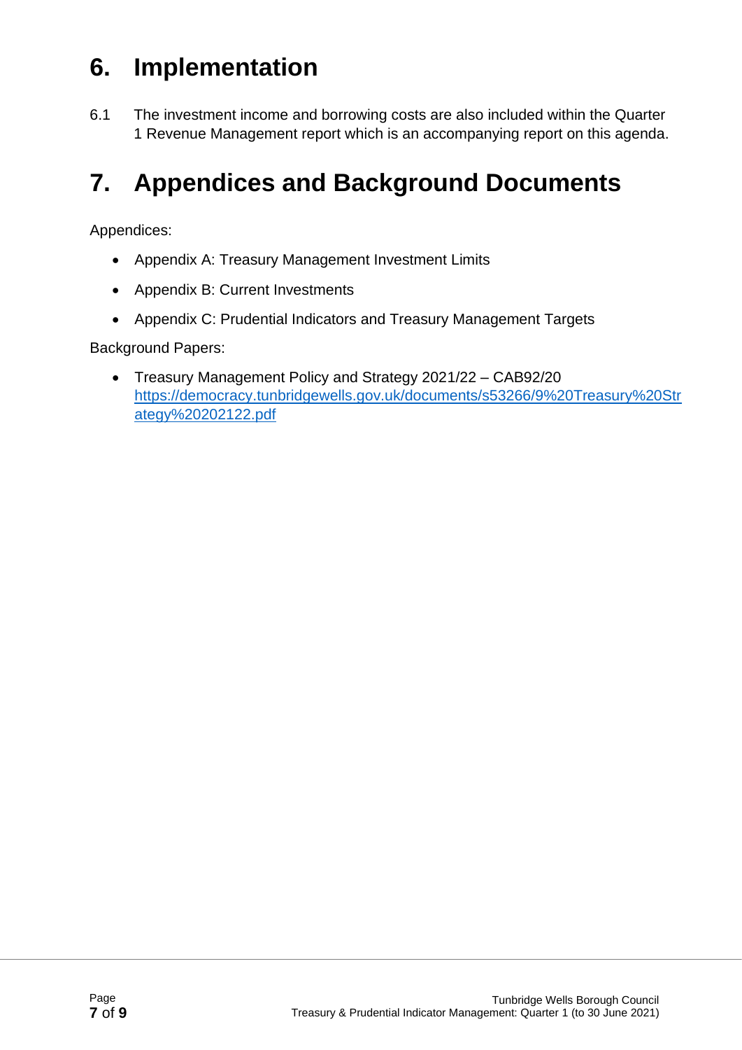# 6. Implementation

6.1 The investment income and borrowing costs are also included within the Quarter 1 Revenue Management report which is an accompanying report on this agenda.

# 7. Appendices and Background Documents

Appendices:

- Appendix A: Treasury Management Investment Limits
- Appendix B: Current Investments
- Appendix C: Prudential Indicators and Treasury Management Targets

Background Papers:

- Treasury Management Policy and Strategy 2021/22 – CAB92/20 https://democracy.tunbridgewells.gov.uk/documents/s53266/9%20Treasury%20Strategy%20202122.pdf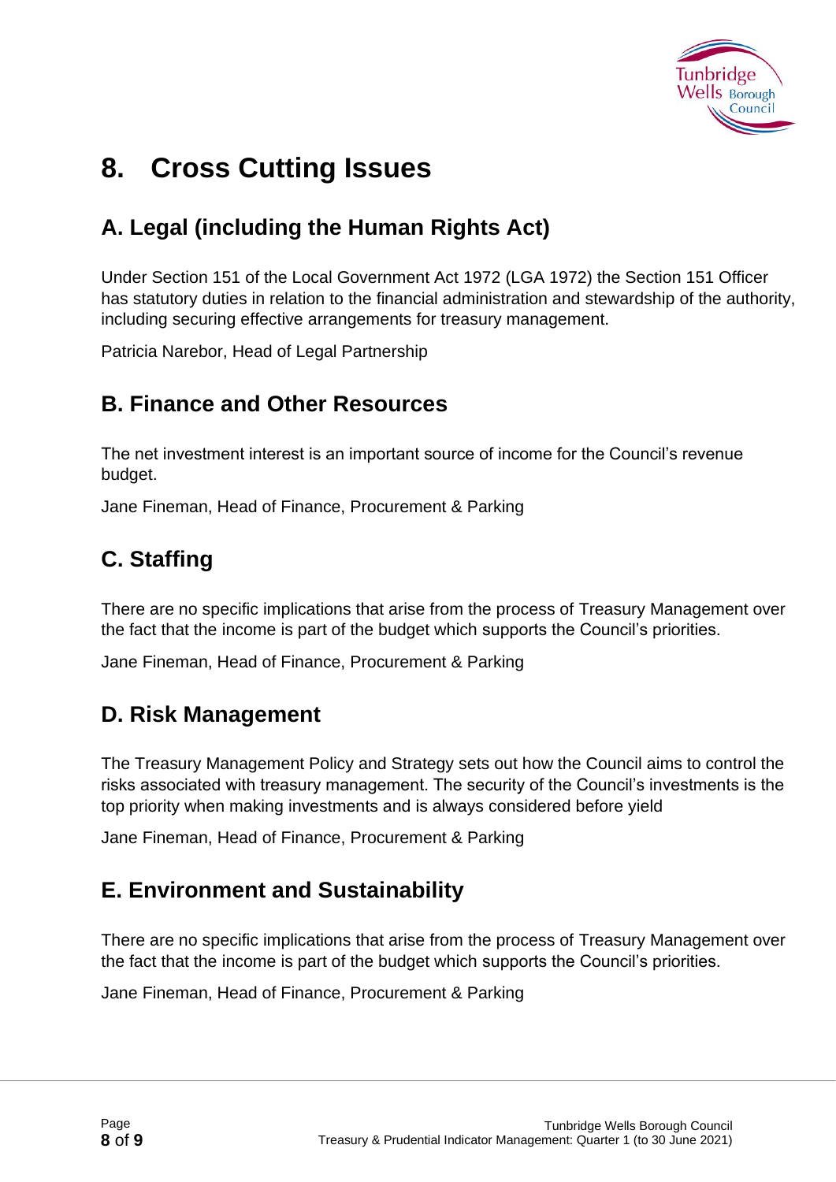# 8. Cross Cutting Issues

## A. Legal (including the Human Rights Act)

Under Section 151 of the Local Government Act 1972 (LGA 1972) the Section 151 Officer has statutory duties in relation to the financial administration and stewardship of the authority, including securing effective arrangements for treasury management.

Patricia Narebor, Head of Legal Partnership

## B. Finance and Other Resources

The net investment interest is an important source of income for the Council's revenue budget.

Jane Fineman, Head of Finance, Procurement & Parking

## C. Staffing

There are no specific implications that arise from the process of Treasury Management over the fact that the income is part of the budget which supports the Council's priorities.

Jane Fineman, Head of Finance, Procurement & Parking

## D. Risk Management

The Treasury Management Policy and Strategy sets out how the Council aims to control the risks associated with treasury management. The security of the Council's investments is the top priority when making investments and is always considered before yield

Jane Fineman, Head of Finance, Procurement & Parking

## E. Environment and Sustainability

There are no specific implications that arise from the process of Treasury Management over the fact that the income is part of the budget which supports the Council's priorities.

Jane Fineman, Head of Finance, Procurement & Parking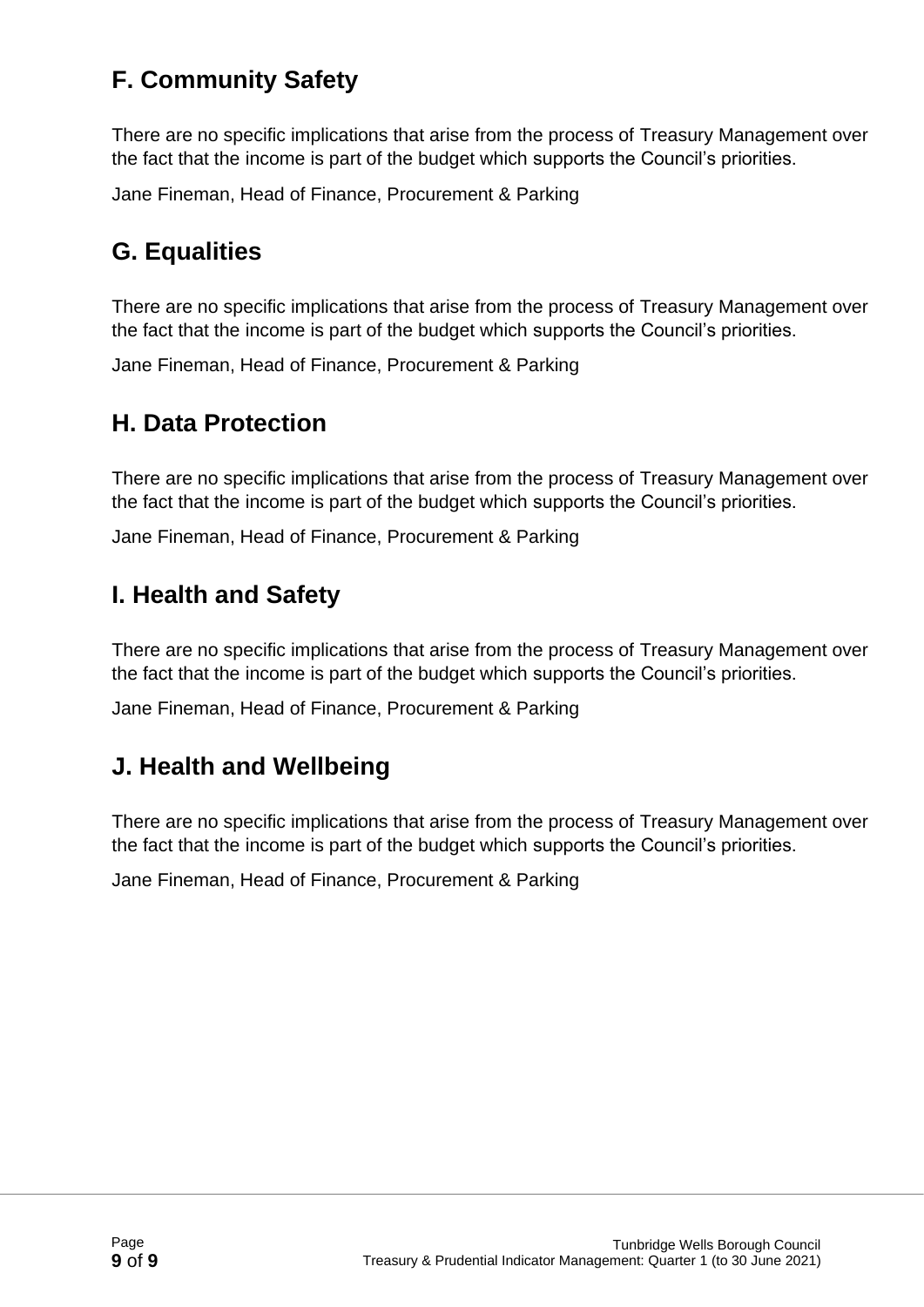## F. Community Safety

There are no specific implications that arise from the process of Treasury Management over the fact that the income is part of the budget which supports the Council's priorities.

Jane Fineman, Head of Finance, Procurement & Parking

## G. Equalities

There are no specific implications that arise from the process of Treasury Management over the fact that the income is part of the budget which supports the Council's priorities.

Jane Fineman, Head of Finance, Procurement & Parking

## H. Data Protection

There are no specific implications that arise from the process of Treasury Management over the fact that the income is part of the budget which supports the Council's priorities.

Jane Fineman, Head of Finance, Procurement & Parking

## I. Health and Safety

There are no specific implications that arise from the process of Treasury Management over the fact that the income is part of the budget which supports the Council's priorities.

Jane Fineman, Head of Finance, Procurement & Parking

## J. Health and Wellbeing

There are no specific implications that arise from the process of Treasury Management over the fact that the income is part of the budget which supports the Council's priorities.

Jane Fineman, Head of Finance, Procurement & Parking